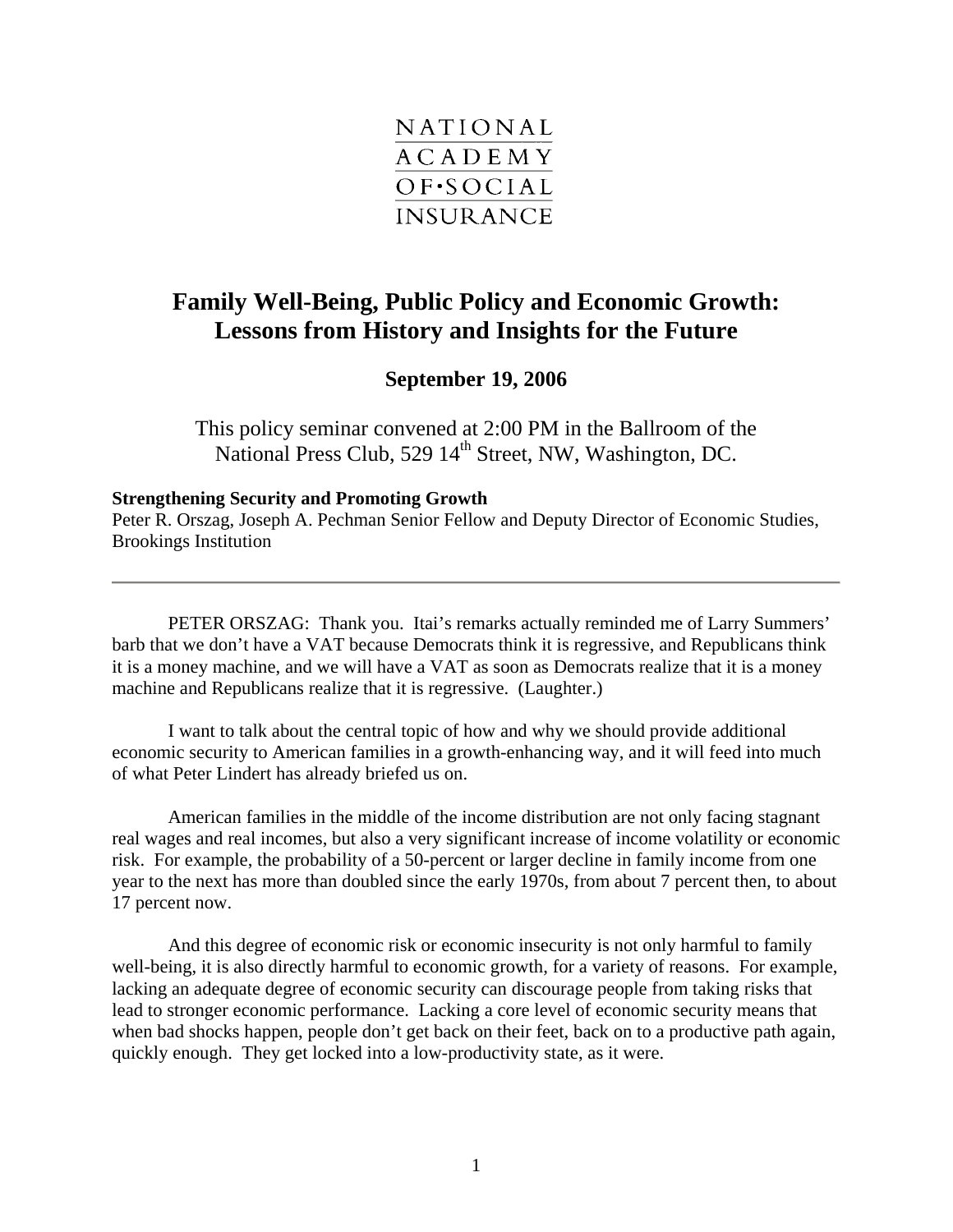NATIONAL
ACADEMY
OF·SOCIAL
INSURANCE

# Family Well-Being, Public Policy and Economic Growth: Lessons from History and Insights for the Future

## September 19, 2006

This policy seminar convened at 2:00 PM in the Ballroom of the National Press Club, 529 14th Street, NW, Washington, DC.

**Strengthening Security and Promoting Growth**
Peter R. Orszag, Joseph A. Pechman Senior Fellow and Deputy Director of Economic Studies, Brookings Institution

---

PETER ORSZAG: Thank you. Itai's remarks actually reminded me of Larry Summers' barb that we don't have a VAT because Democrats think it is regressive, and Republicans think it is a money machine, and we will have a VAT as soon as Democrats realize that it is a money machine and Republicans realize that it is regressive. (Laughter.)

I want to talk about the central topic of how and why we should provide additional economic security to American families in a growth-enhancing way, and it will feed into much of what Peter Lindert has already briefed us on.

American families in the middle of the income distribution are not only facing stagnant real wages and real incomes, but also a very significant increase of income volatility or economic risk. For example, the probability of a 50-percent or larger decline in family income from one year to the next has more than doubled since the early 1970s, from about 7 percent then, to about 17 percent now.

And this degree of economic risk or economic insecurity is not only harmful to family well-being, it is also directly harmful to economic growth, for a variety of reasons. For example, lacking an adequate degree of economic security can discourage people from taking risks that lead to stronger economic performance. Lacking a core level of economic security means that when bad shocks happen, people don't get back on their feet, back on to a productive path again, quickly enough. They get locked into a low-productivity state, as it were.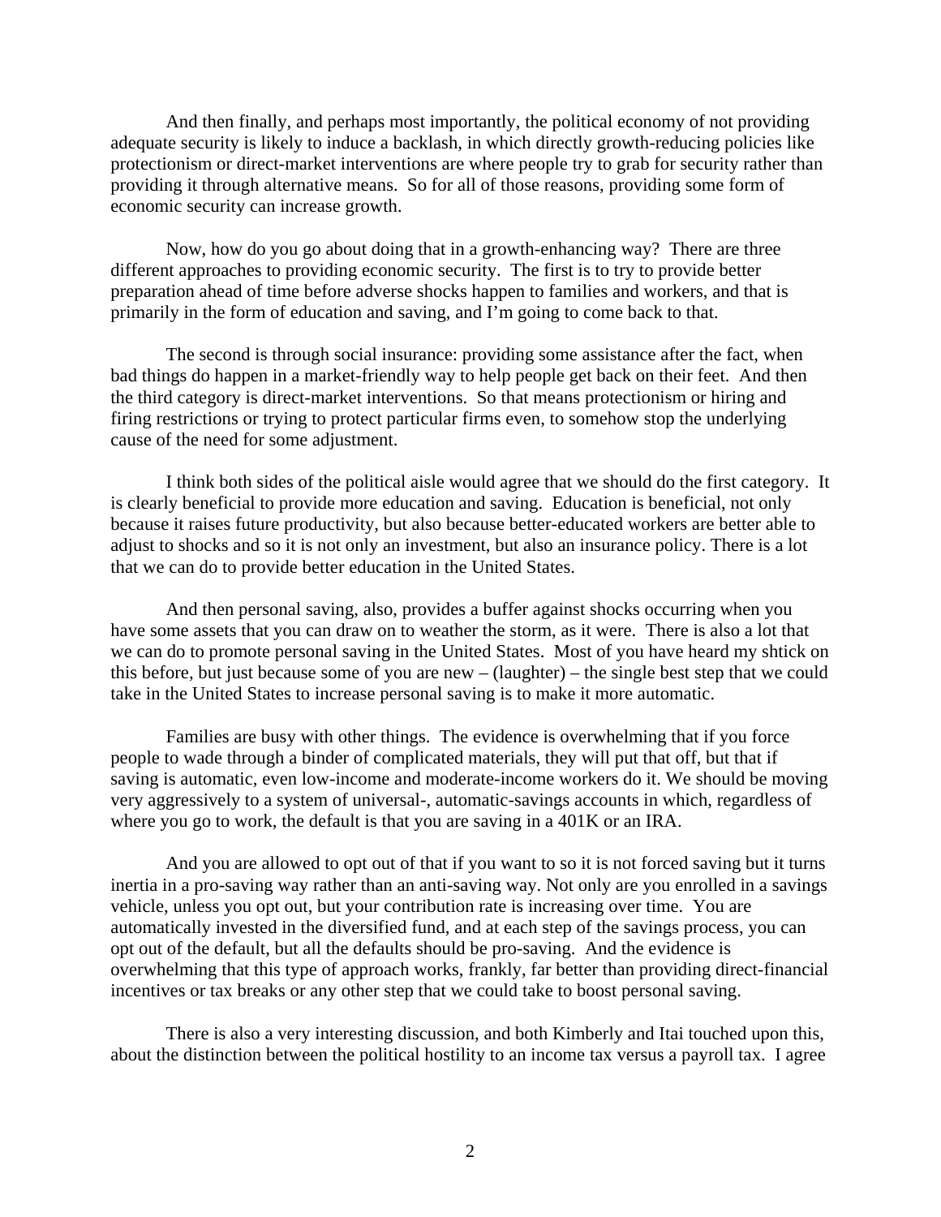And then finally, and perhaps most importantly, the political economy of not providing adequate security is likely to induce a backlash, in which directly growth-reducing policies like protectionism or direct-market interventions are where people try to grab for security rather than providing it through alternative means. So for all of those reasons, providing some form of economic security can increase growth.

Now, how do you go about doing that in a growth-enhancing way? There are three different approaches to providing economic security. The first is to try to provide better preparation ahead of time before adverse shocks happen to families and workers, and that is primarily in the form of education and saving, and I'm going to come back to that.

The second is through social insurance: providing some assistance after the fact, when bad things do happen in a market-friendly way to help people get back on their feet. And then the third category is direct-market interventions. So that means protectionism or hiring and firing restrictions or trying to protect particular firms even, to somehow stop the underlying cause of the need for some adjustment.

I think both sides of the political aisle would agree that we should do the first category. It is clearly beneficial to provide more education and saving. Education is beneficial, not only because it raises future productivity, but also because better-educated workers are better able to adjust to shocks and so it is not only an investment, but also an insurance policy. There is a lot that we can do to provide better education in the United States.

And then personal saving, also, provides a buffer against shocks occurring when you have some assets that you can draw on to weather the storm, as it were. There is also a lot that we can do to promote personal saving in the United States. Most of you have heard my shtick on this before, but just because some of you are new – (laughter) – the single best step that we could take in the United States to increase personal saving is to make it more automatic.

Families are busy with other things. The evidence is overwhelming that if you force people to wade through a binder of complicated materials, they will put that off, but that if saving is automatic, even low-income and moderate-income workers do it. We should be moving very aggressively to a system of universal-, automatic-savings accounts in which, regardless of where you go to work, the default is that you are saving in a 401K or an IRA.

And you are allowed to opt out of that if you want to so it is not forced saving but it turns inertia in a pro-saving way rather than an anti-saving way. Not only are you enrolled in a savings vehicle, unless you opt out, but your contribution rate is increasing over time. You are automatically invested in the diversified fund, and at each step of the savings process, you can opt out of the default, but all the defaults should be pro-saving. And the evidence is overwhelming that this type of approach works, frankly, far better than providing direct-financial incentives or tax breaks or any other step that we could take to boost personal saving.

There is also a very interesting discussion, and both Kimberly and Itai touched upon this, about the distinction between the political hostility to an income tax versus a payroll tax. I agree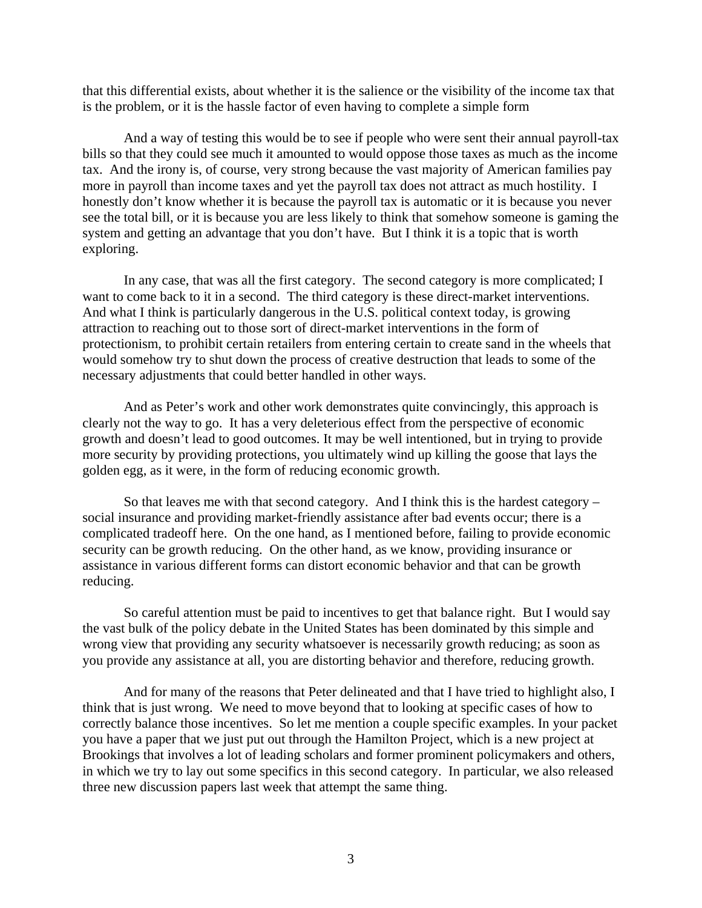that this differential exists, about whether it is the salience or the visibility of the income tax that is the problem, or it is the hassle factor of even having to complete a simple form

And a way of testing this would be to see if people who were sent their annual payroll-tax bills so that they could see much it amounted to would oppose those taxes as much as the income tax. And the irony is, of course, very strong because the vast majority of American families pay more in payroll than income taxes and yet the payroll tax does not attract as much hostility. I honestly don't know whether it is because the payroll tax is automatic or it is because you never see the total bill, or it is because you are less likely to think that somehow someone is gaming the system and getting an advantage that you don't have. But I think it is a topic that is worth exploring.

In any case, that was all the first category. The second category is more complicated; I want to come back to it in a second. The third category is these direct-market interventions. And what I think is particularly dangerous in the U.S. political context today, is growing attraction to reaching out to those sort of direct-market interventions in the form of protectionism, to prohibit certain retailers from entering certain to create sand in the wheels that would somehow try to shut down the process of creative destruction that leads to some of the necessary adjustments that could better handled in other ways.

And as Peter's work and other work demonstrates quite convincingly, this approach is clearly not the way to go. It has a very deleterious effect from the perspective of economic growth and doesn't lead to good outcomes. It may be well intentioned, but in trying to provide more security by providing protections, you ultimately wind up killing the goose that lays the golden egg, as it were, in the form of reducing economic growth.

So that leaves me with that second category. And I think this is the hardest category – social insurance and providing market-friendly assistance after bad events occur; there is a complicated tradeoff here. On the one hand, as I mentioned before, failing to provide economic security can be growth reducing. On the other hand, as we know, providing insurance or assistance in various different forms can distort economic behavior and that can be growth reducing.

So careful attention must be paid to incentives to get that balance right. But I would say the vast bulk of the policy debate in the United States has been dominated by this simple and wrong view that providing any security whatsoever is necessarily growth reducing; as soon as you provide any assistance at all, you are distorting behavior and therefore, reducing growth.

And for many of the reasons that Peter delineated and that I have tried to highlight also, I think that is just wrong. We need to move beyond that to looking at specific cases of how to correctly balance those incentives. So let me mention a couple specific examples. In your packet you have a paper that we just put out through the Hamilton Project, which is a new project at Brookings that involves a lot of leading scholars and former prominent policymakers and others, in which we try to lay out some specifics in this second category. In particular, we also released three new discussion papers last week that attempt the same thing.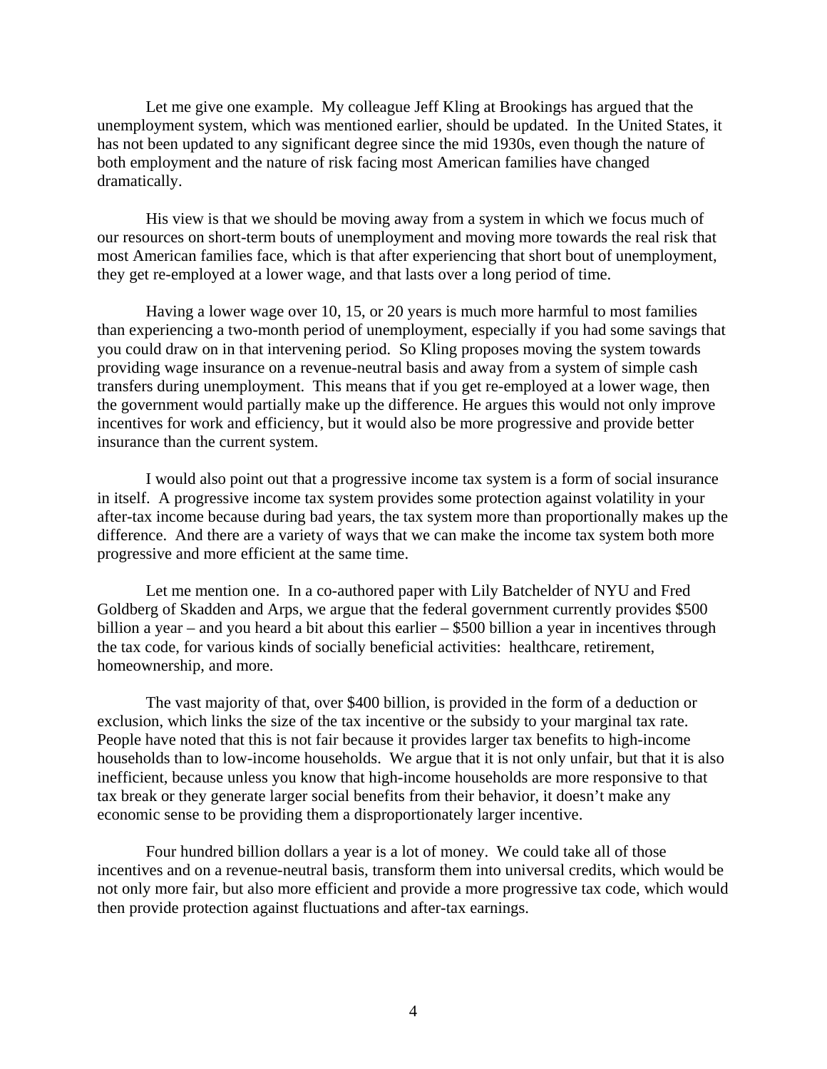Let me give one example. My colleague Jeff Kling at Brookings has argued that the unemployment system, which was mentioned earlier, should be updated. In the United States, it has not been updated to any significant degree since the mid 1930s, even though the nature of both employment and the nature of risk facing most American families have changed dramatically.

His view is that we should be moving away from a system in which we focus much of our resources on short-term bouts of unemployment and moving more towards the real risk that most American families face, which is that after experiencing that short bout of unemployment, they get re-employed at a lower wage, and that lasts over a long period of time.

Having a lower wage over 10, 15, or 20 years is much more harmful to most families than experiencing a two-month period of unemployment, especially if you had some savings that you could draw on in that intervening period. So Kling proposes moving the system towards providing wage insurance on a revenue-neutral basis and away from a system of simple cash transfers during unemployment. This means that if you get re-employed at a lower wage, then the government would partially make up the difference. He argues this would not only improve incentives for work and efficiency, but it would also be more progressive and provide better insurance than the current system.

I would also point out that a progressive income tax system is a form of social insurance in itself. A progressive income tax system provides some protection against volatility in your after-tax income because during bad years, the tax system more than proportionally makes up the difference. And there are a variety of ways that we can make the income tax system both more progressive and more efficient at the same time.

Let me mention one. In a co-authored paper with Lily Batchelder of NYU and Fred Goldberg of Skadden and Arps, we argue that the federal government currently provides $500 billion a year – and you heard a bit about this earlier – $500 billion a year in incentives through the tax code, for various kinds of socially beneficial activities: healthcare, retirement, homeownership, and more.

The vast majority of that, over $400 billion, is provided in the form of a deduction or exclusion, which links the size of the tax incentive or the subsidy to your marginal tax rate. People have noted that this is not fair because it provides larger tax benefits to high-income households than to low-income households. We argue that it is not only unfair, but that it is also inefficient, because unless you know that high-income households are more responsive to that tax break or they generate larger social benefits from their behavior, it doesn't make any economic sense to be providing them a disproportionately larger incentive.

Four hundred billion dollars a year is a lot of money. We could take all of those incentives and on a revenue-neutral basis, transform them into universal credits, which would be not only more fair, but also more efficient and provide a more progressive tax code, which would then provide protection against fluctuations and after-tax earnings.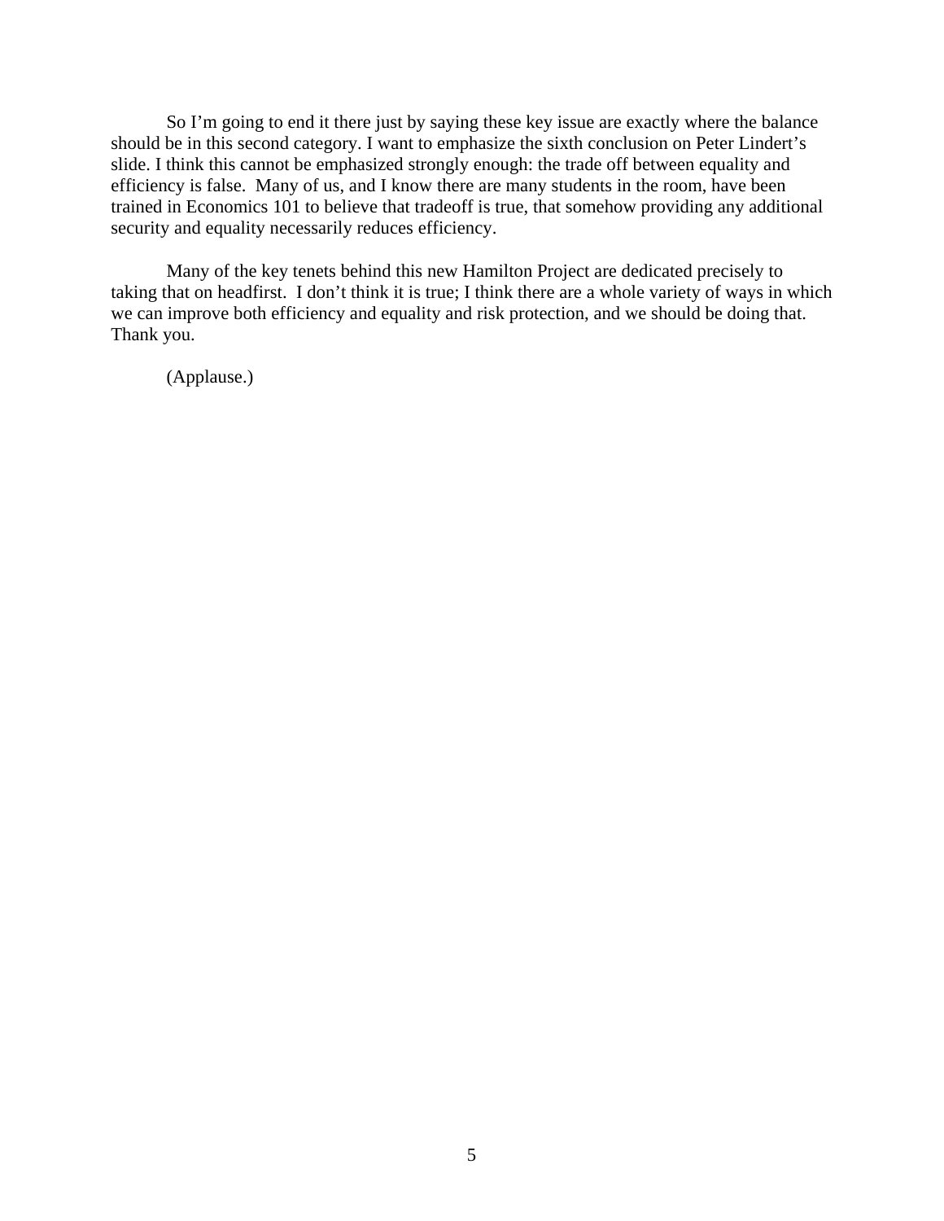So I'm going to end it there just by saying these key issue are exactly where the balance should be in this second category. I want to emphasize the sixth conclusion on Peter Lindert's slide. I think this cannot be emphasized strongly enough: the trade off between equality and efficiency is false. Many of us, and I know there are many students in the room, have been trained in Economics 101 to believe that tradeoff is true, that somehow providing any additional security and equality necessarily reduces efficiency.

Many of the key tenets behind this new Hamilton Project are dedicated precisely to taking that on headfirst. I don't think it is true; I think there are a whole variety of ways in which we can improve both efficiency and equality and risk protection, and we should be doing that. Thank you.

(Applause.)